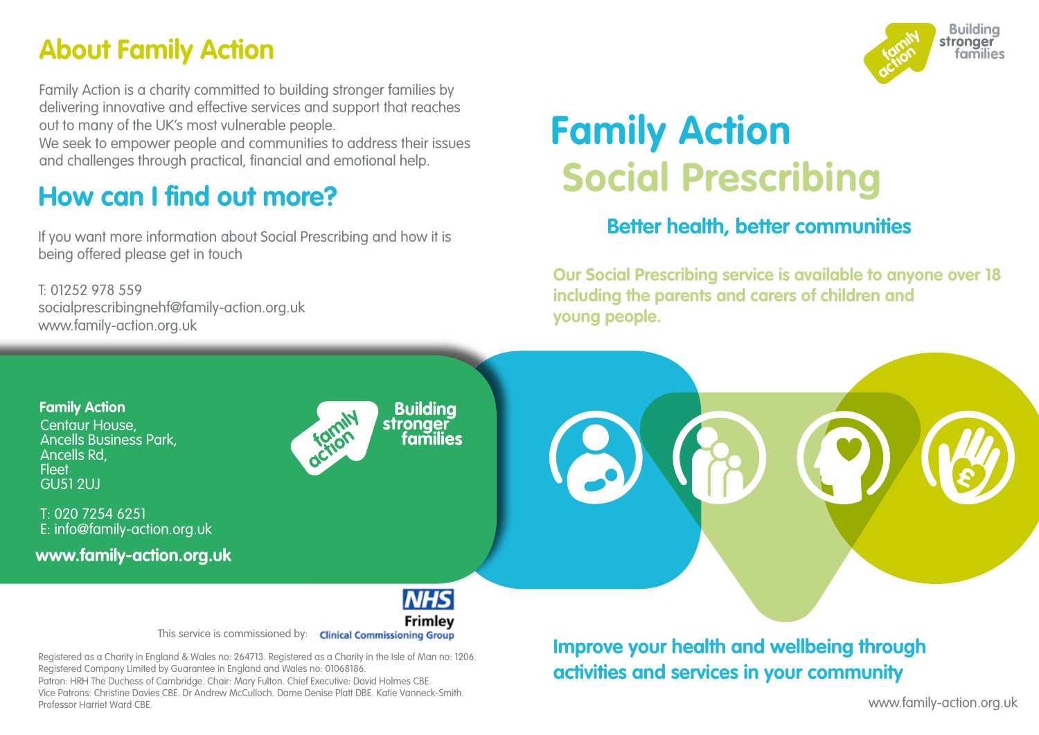## About Family Action

Family Action is a charity committed to building stronger families by delivering innovative and effective services and support that reaches out to many of the UK's most vulnerable people.
We seek to empower people and communities to address their issues and challenges through practical, financial and emotional help.

## How can I find out more?

If you want more information about Social Prescribing and how it is being offered please get in touch

T: 01252 978 559
socialprescribingnehf@family-action.org.uk
www.family-action.org.uk

**Family Action**
Centaur House,
Ancells Business Park,
Ancells Rd,
Fleet
GU51 2UJ

T: 020 7254 6251
E: info@family-action.org.uk

**www.family-action.org.uk**

family action — Building stronger families

This service is commissioned by: NHS Frimley Clinical Commissioning Group

Registered as a Charity in England & Wales no: 264713. Registered as a Charity in the Isle of Man no: 1206.
Registered Company Limited by Guarantee in England and Wales no: 01068186.
Patron: HRH The Duchess of Cambridge. Chair: Mary Fulton. Chief Executive: David Holmes CBE.
Vice Patrons: Christine Davies CBE. Dr Andrew McCulloch. Dame Denise Platt DBE. Katie Vanneck-Smith.
Professor Harriet Ward CBE.

family action — Building stronger families

# Family Action Social Prescribing

### Better health, better communities

**Our Social Prescribing service is available to anyone over 18 including the parents and carers of children and young people.**

**Improve your health and wellbeing through activities and services in your community**

www.family-action.org.uk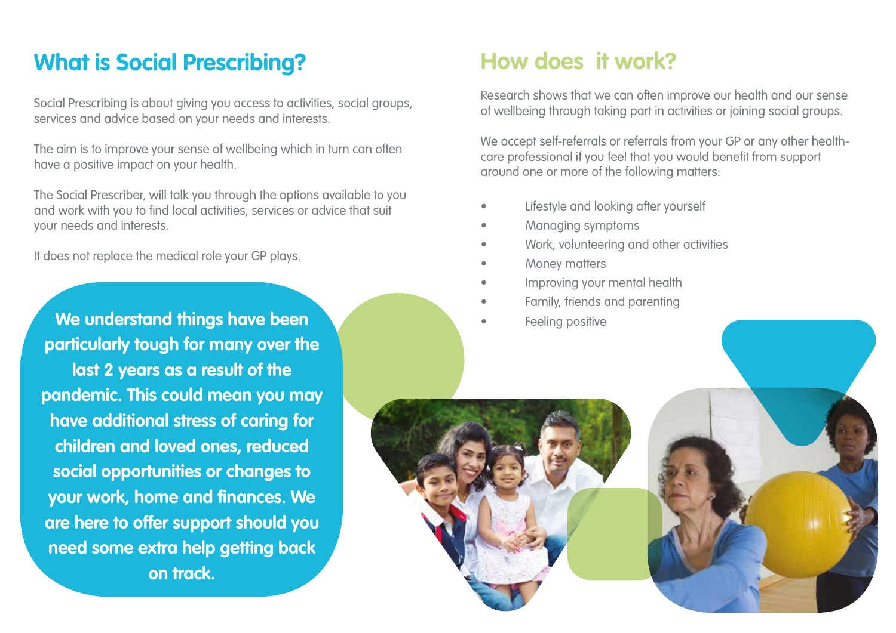## What is Social Prescribing?

Social Prescribing is about giving you access to activities, social groups, services and advice based on your needs and interests.

The aim is to improve your sense of wellbeing which in turn can often have a positive impact on your health.

The Social Prescriber, will talk you through the options available to you and work with you to find local activities, services or advice that suit your needs and interests.

It does not replace the medical role your GP plays.

**We understand things have been particularly tough for many over the last 2 years as a result of the pandemic. This could mean you may have additional stress of caring for children and loved ones, reduced social opportunities or changes to your work, home and finances. We are here to offer support should you need some extra help getting back on track.**

## How does it work?

Research shows that we can often improve our health and our sense of wellbeing through taking part in activities or joining social groups.

We accept self-referrals or referrals from your GP or any other health-care professional if you feel that you would benefit from support around one or more of the following matters:

- Lifestyle and looking after yourself
- Managing symptoms
- Work, volunteering and other activities
- Money matters
- Improving your mental health
- Family, friends and parenting
- Feeling positive